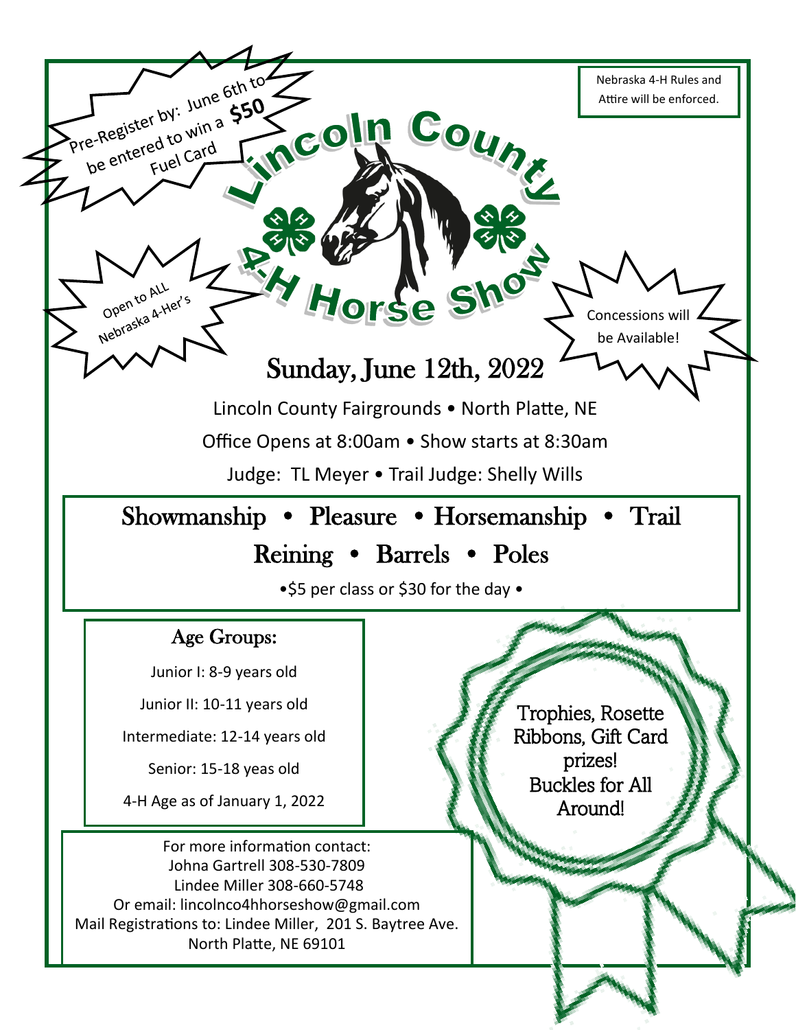Pre-Register by: June 6th to be entered to win a **$50** Fuel Card

Nebraska 4-H Rules and Attire will be enforced.

# Lincoln County 4-H Horse Show

Open to ALL Nebraska 4-H'ers

Concessions will be Available!

## Sunday, June 12th, 2022

Lincoln County Fairgrounds • North Platte, NE

Office Opens at 8:00am • Show starts at 8:30am

Judge: TL Meyer • Trail Judge: Shelly Wills

### Showmanship • Pleasure • Horsemanship • Trail
### Reining • Barrels • Poles

•$5 per class or $30 for the day •

### Age Groups:

Junior I: 8-9 years old

Junior II: 10-11 years old

Intermediate: 12-14 years old

Senior: 15-18 yeas old

4-H Age as of January 1, 2022

Trophies, Rosette Ribbons, Gift Card prizes!
Buckles for All Around!

For more information contact:
Johna Gartrell 308-530-7809
Lindee Miller 308-660-5748
Or email: lincolnco4hhorseshow@gmail.com
Mail Registrations to: Lindee Miller, 201 S. Baytree Ave.
North Platte, NE 69101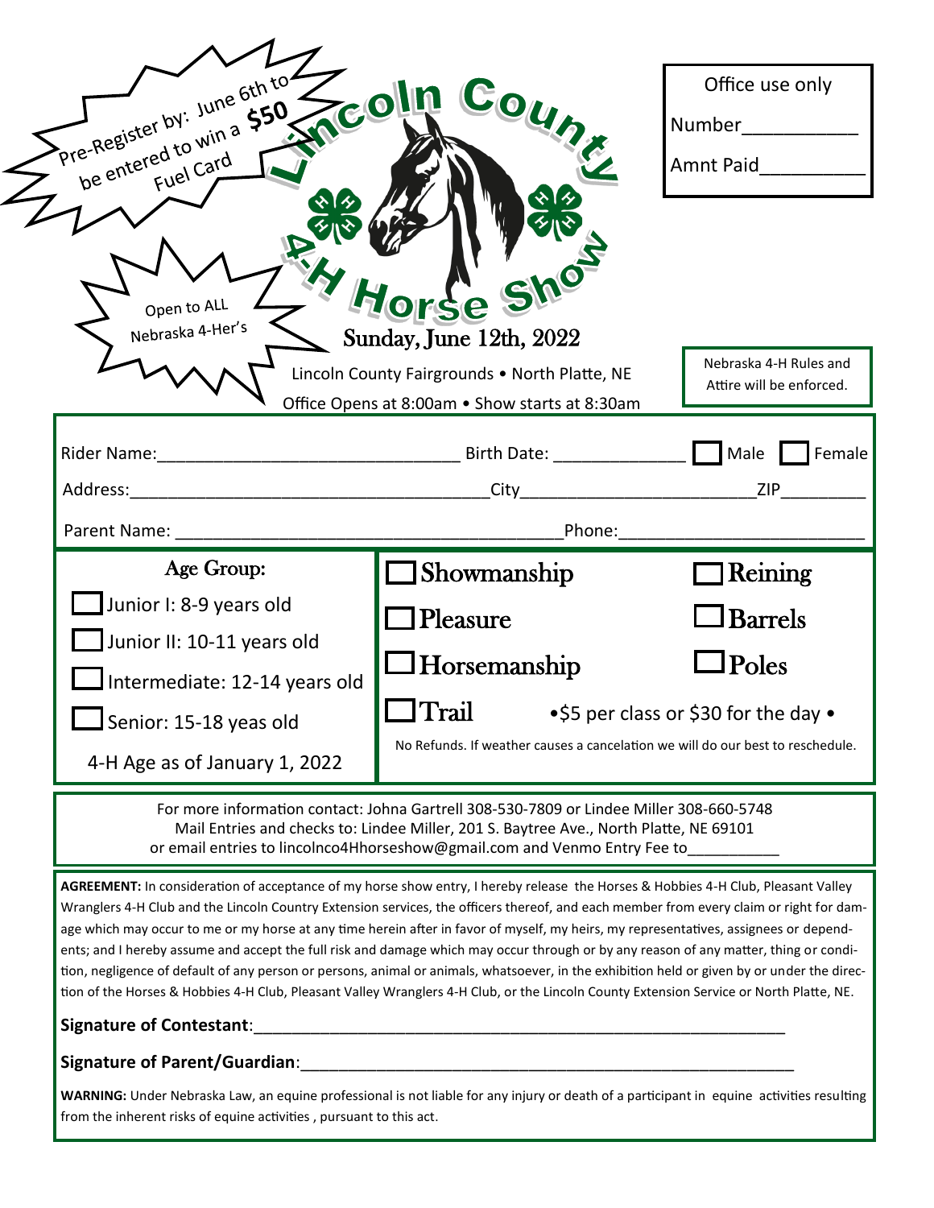Pre-Register by: June 6th to be entered to win a **$50** Fuel Card

Open to ALL Nebraska 4-Her's

# Lincoln County 4-H Horse Show

## Sunday, June 12th, 2022

Lincoln County Fairgrounds • North Platte, NE

Office Opens at 8:00am • Show starts at 8:30am

Office use only

Number__________

Amnt Paid_________

Nebraska 4-H Rules and Attire will be enforced.

Rider Name:______________________________ Birth Date: _____________ ☐ Male ☐ Female

Address:____________________________________City________________________ZIP________

Parent Name: ______________________________________Phone:_________________________

**Age Group:**

☐ Junior I: 8-9 years old

☐ Junior II: 10-11 years old

☐ Intermediate: 12-14 years old

☐ Senior: 15-18 yeas old

4-H Age as of January 1, 2022

☐ Showmanship

☐ Pleasure

☐ Horsemanship

☐ Trail

☐ Reining

☐ Barrels

☐ Poles

•$5 per class or $30 for the day •

No Refunds. If weather causes a cancelation we will do our best to reschedule.

For more information contact: Johna Gartrell 308-530-7809 or Lindee Miller 308-660-5748
Mail Entries and checks to: Lindee Miller, 201 S. Baytree Ave., North Platte, NE 69101
or email entries to lincolnco4Hhorseshow@gmail.com and Venmo Entry Fee to__________

**AGREEMENT:** In consideration of acceptance of my horse show entry, I hereby release the Horses & Hobbies 4-H Club, Pleasant Valley Wranglers 4-H Club and the Lincoln Country Extension services, the officers thereof, and each member from every claim or right for damage which may occur to me or my horse at any time herein after in favor of myself, my heirs, my representatives, assignees or dependents; and I hereby assume and accept the full risk and damage which may occur through or by any reason of any matter, thing or condition, negligence of default of any person or persons, animal or animals, whatsoever, in the exhibition held or given by or under the direction of the Horses & Hobbies 4-H Club, Pleasant Valley Wranglers 4-H Club, or the Lincoln County Extension Service or North Platte, NE.

**Signature of Contestant**:____________________________________________________________

**Signature of Parent/Guardian**:______________________________________________________

**WARNING:** Under Nebraska Law, an equine professional is not liable for any injury or death of a participant in equine activities resulting from the inherent risks of equine activities , pursuant to this act.